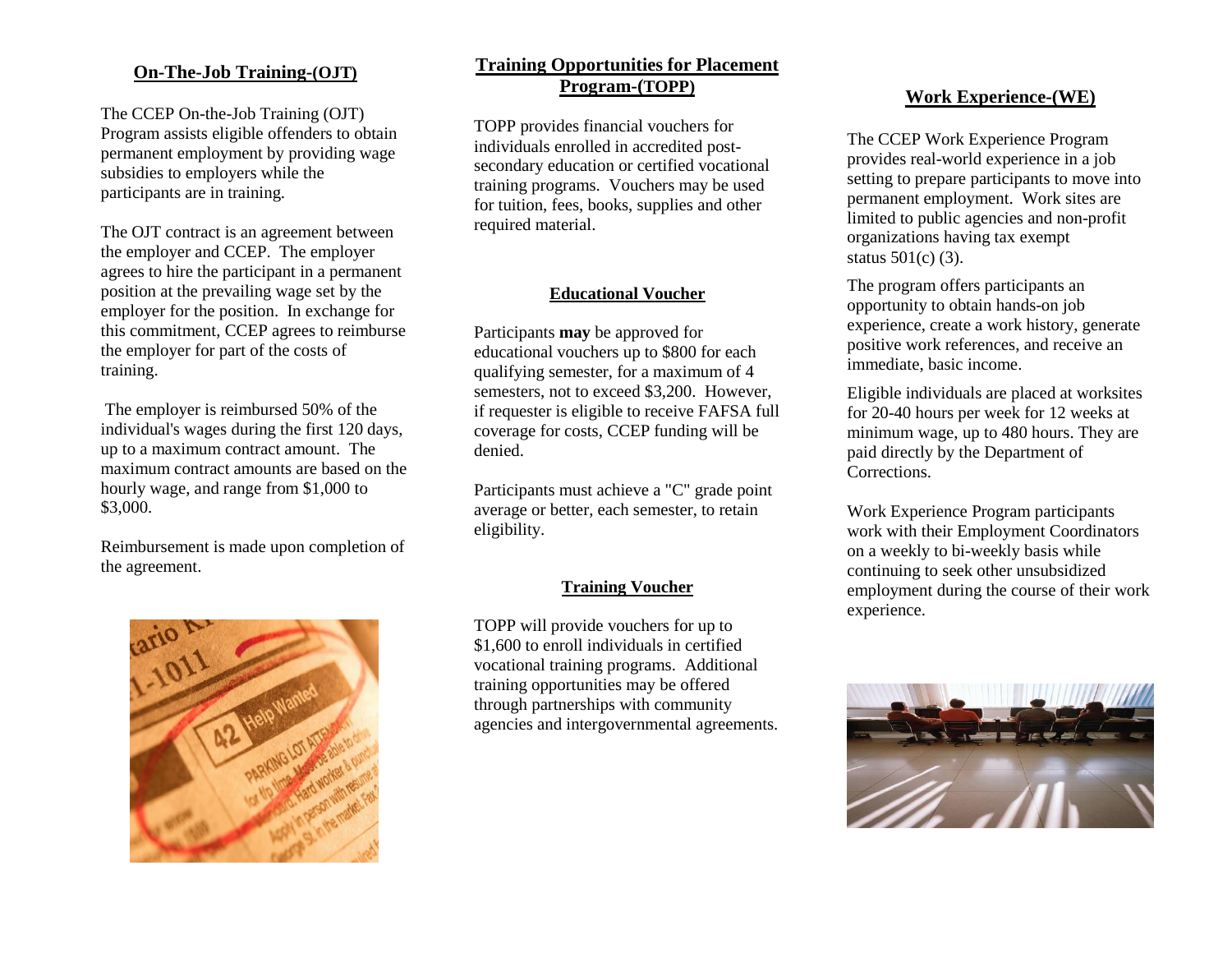## On-The-Job Training-(OJT)

The CCEP On-the-Job Training (OJT) Program assists eligible offenders to obtain permanent employment by providing wage subsidies to employers while the participants are in training.

The OJT contract is an agreement between the employer and CCEP. The employer agrees to hire the participant in a permanent position at the prevailing wage set by the employer for the position. In exchange for this commitment, CCEP agrees to reimburse the employer for part of the costs of training.

The employer is reimbursed 50% of the individual's wages during the first 120 days, up to a maximum contract amount. The maximum contract amounts are based on the hourly wage, and range from $1,000 to $3,000.

Reimbursement is made upon completion of the agreement.

## Training Opportunities for Placement Program-(TOPP)

TOPP provides financial vouchers for individuals enrolled in accredited post-secondary education or certified vocational training programs. Vouchers may be used for tuition, fees, books, supplies and other required material.

### Educational Voucher

Participants **may** be approved for educational vouchers up to $800 for each qualifying semester, for a maximum of 4 semesters, not to exceed $3,200. However, if requester is eligible to receive FAFSA full coverage for costs, CCEP funding will be denied.

Participants must achieve a "C" grade point average or better, each semester, to retain eligibility.

### Training Voucher

TOPP will provide vouchers for up to $1,600 to enroll individuals in certified vocational training programs. Additional training opportunities may be offered through partnerships with community agencies and intergovernmental agreements.

## Work Experience-(WE)

The CCEP Work Experience Program provides real-world experience in a job setting to prepare participants to move into permanent employment. Work sites are limited to public agencies and non-profit organizations having tax exempt status 501(c) (3).

The program offers participants an opportunity to obtain hands-on job experience, create a work history, generate positive work references, and receive an immediate, basic income.

Eligible individuals are placed at worksites for 20-40 hours per week for 12 weeks at minimum wage, up to 480 hours. They are paid directly by the Department of Corrections.

Work Experience Program participants work with their Employment Coordinators on a weekly to bi-weekly basis while continuing to seek other unsubsidized employment during the course of their work experience.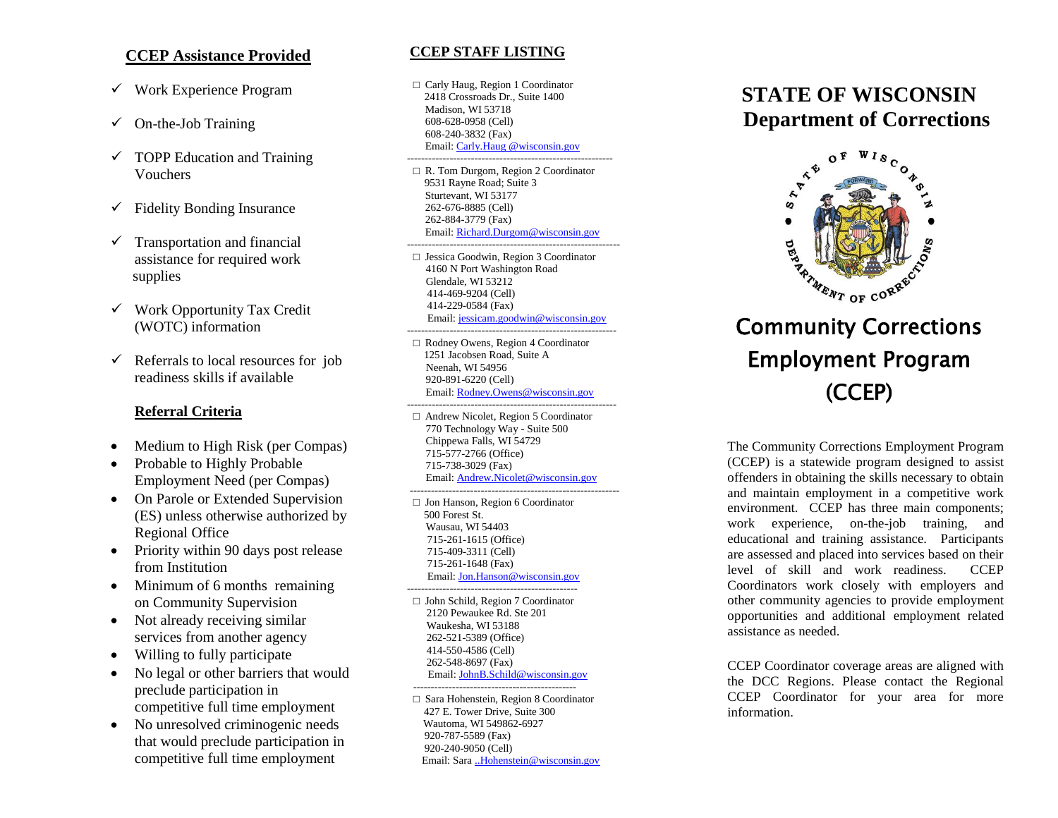## CCEP Assistance Provided

- ✓ Work Experience Program
- ✓ On-the-Job Training
- ✓ TOPP Education and Training Vouchers
- ✓ Fidelity Bonding Insurance
- ✓ Transportation and financial assistance for required work supplies
- ✓ Work Opportunity Tax Credit (WOTC) information
- ✓ Referrals to local resources for job readiness skills if available

## Referral Criteria

- Medium to High Risk (per Compas)
- Probable to Highly Probable Employment Need (per Compas)
- On Parole or Extended Supervision (ES) unless otherwise authorized by Regional Office
- Priority within 90 days post release from Institution
- Minimum of 6 months remaining on Community Supervision
- Not already receiving similar services from another agency
- Willing to fully participate
- No legal or other barriers that would preclude participation in competitive full time employment
- No unresolved criminogenic needs that would preclude participation in competitive full time employment

## CCEP STAFF LISTING

□ Carly Haug, Region 1 Coordinator
2418 Crossroads Dr., Suite 1400
Madison, WI 53718
608-628-0958 (Cell)
608-240-3832 (Fax)
Email: Carly.Haug @wisconsin.gov

---

□ R. Tom Durgom, Region 2 Coordinator
9531 Rayne Road; Suite 3
Sturtevant, WI 53177
262-676-8885 (Cell)
262-884-3779 (Fax)
Email: Richard.Durgom@wisconsin.gov

---

□ Jessica Goodwin, Region 3 Coordinator
4160 N Port Washington Road
Glendale, WI 53212
414-469-9204 (Cell)
414-229-0584 (Fax)
Email: jessicam.goodwin@wisconsin.gov

---

□ Rodney Owens, Region 4 Coordinator
1251 Jacobsen Road, Suite A
Neenah, WI 54956
920-891-6220 (Cell)
Email: Rodney.Owens@wisconsin.gov

---

□ Andrew Nicolet, Region 5 Coordinator
770 Technology Way - Suite 500
Chippewa Falls, WI 54729
715-577-2766 (Office)
715-738-3029 (Fax)
Email: Andrew.Nicolet@wisconsin.gov

---

□ Jon Hanson, Region 6 Coordinator
500 Forest St.
Wausau, WI 54403
715-261-1615 (Office)
715-409-3311 (Cell)
715-261-1648 (Fax)
Email: Jon.Hanson@wisconsin.gov

---

□ John Schild, Region 7 Coordinator
2120 Pewaukee Rd. Ste 201
Waukesha, WI 53188
262-521-5389 (Office)
414-550-4586 (Cell)
262-548-8697 (Fax)
Email: JohnB.Schild@wisconsin.gov

---

□ Sara Hohenstein, Region 8 Coordinator
427 E. Tower Drive, Suite 300
Wautoma, WI 549862-6927
920-787-5589 (Fax)
920-240-9050 (Cell)
Email: Sara ..Hohenstein@wisconsin.gov

# STATE OF WISCONSIN Department of Corrections

# Community Corrections Employment Program (CCEP)

The Community Corrections Employment Program (CCEP) is a statewide program designed to assist offenders in obtaining the skills necessary to obtain and maintain employment in a competitive work environment. CCEP has three main components; work experience, on-the-job training, and educational and training assistance. Participants are assessed and placed into services based on their level of skill and work readiness. CCEP Coordinators work closely with employers and other community agencies to provide employment opportunities and additional employment related assistance as needed.

CCEP Coordinator coverage areas are aligned with the DCC Regions. Please contact the Regional CCEP Coordinator for your area for more information.